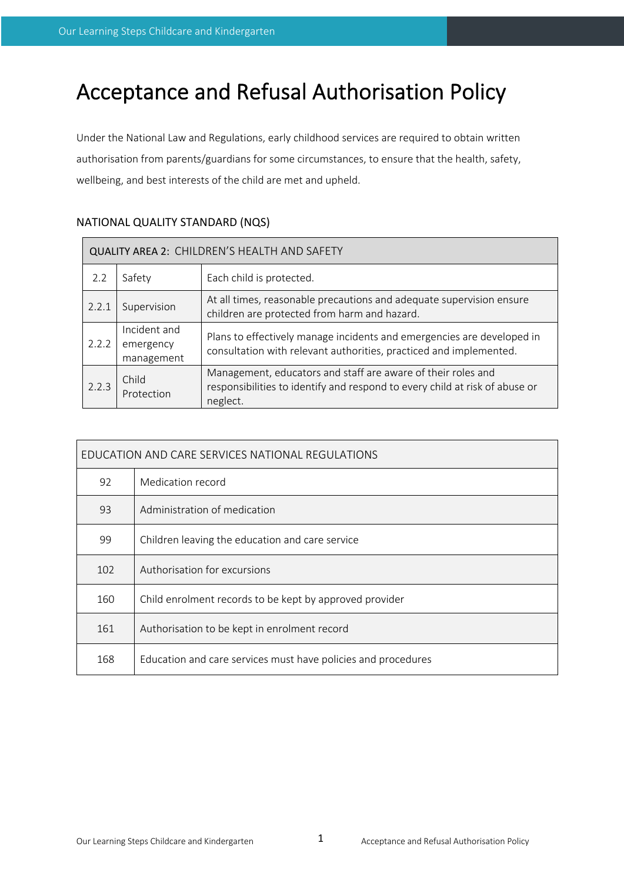# Acceptance and Refusal Authorisation Policy

Under the National Law and Regulations, early childhood services are required to obtain written authorisation from parents/guardians for some circumstances, to ensure that the health, safety, wellbeing, and best interests of the child are met and upheld.

## NATIONAL QUALITY STANDARD (NQS)

| QUALITY AREA 2: CHILDREN'S HEALTH AND SAFETY | | |
|---|---|---|
| 2.2 | Safety | Each child is protected. |
| 2.2.1 | Supervision | At all times, reasonable precautions and adequate supervision ensure children are protected from harm and hazard. |
| 2.2.2 | Incident and emergency management | Plans to effectively manage incidents and emergencies are developed in consultation with relevant authorities, practiced and implemented. |
| 2.2.3 | Child Protection | Management, educators and staff are aware of their roles and responsibilities to identify and respond to every child at risk of abuse or neglect. |

| EDUCATION AND CARE SERVICES NATIONAL REGULATIONS | |
|---|---|
| 92 | Medication record |
| 93 | Administration of medication |
| 99 | Children leaving the education and care service |
| 102 | Authorisation for excursions |
| 160 | Child enrolment records to be kept by approved provider |
| 161 | Authorisation to be kept in enrolment record |
| 168 | Education and care services must have policies and procedures |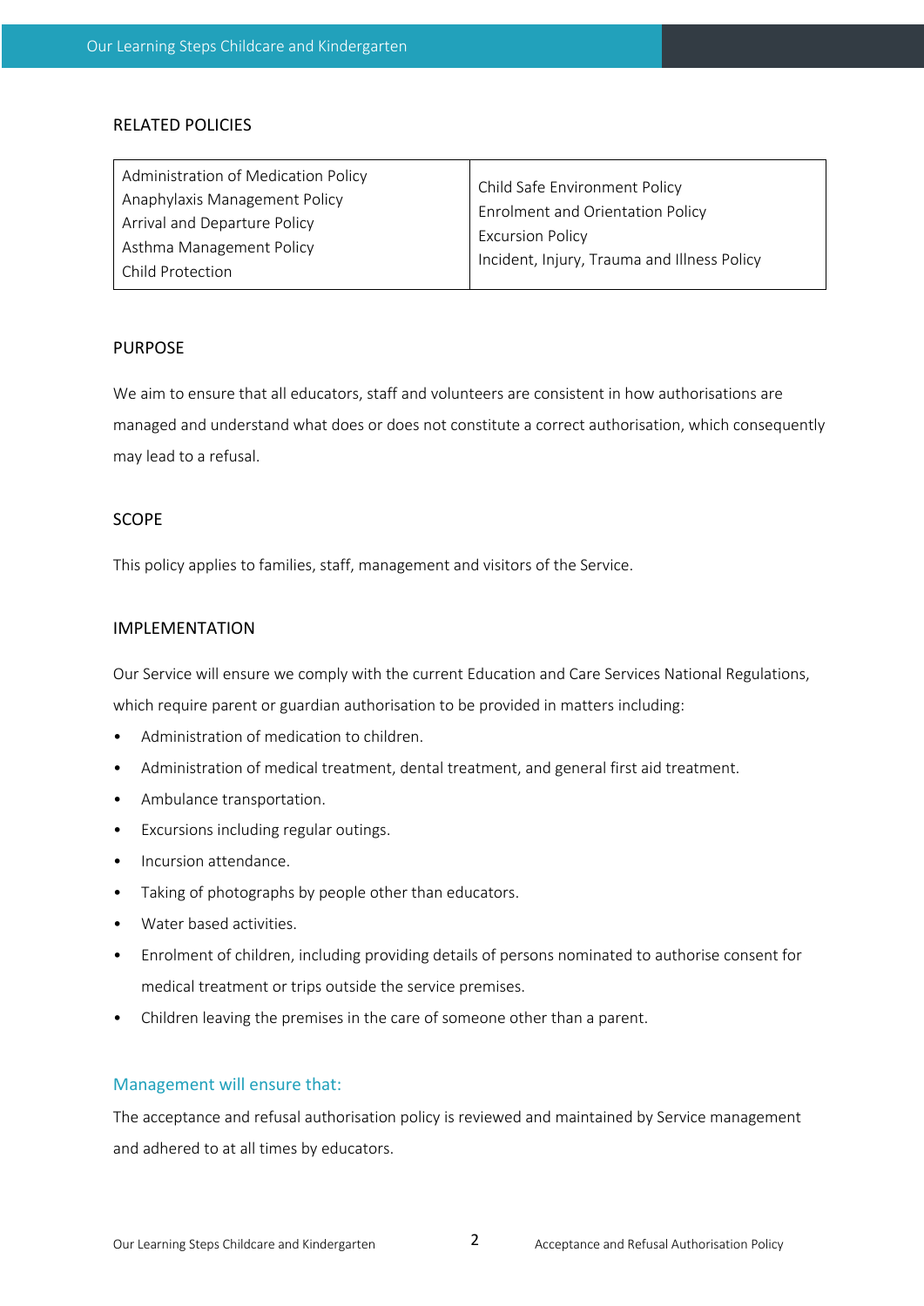## RELATED POLICIES

| | |
|---|---|
| Administration of Medication Policy<br>Anaphylaxis Management Policy<br>Arrival and Departure Policy<br>Asthma Management Policy<br>Child Protection | Child Safe Environment Policy<br>Enrolment and Orientation Policy<br>Excursion Policy<br>Incident, Injury, Trauma and Illness Policy |

## PURPOSE

We aim to ensure that all educators, staff and volunteers are consistent in how authorisations are managed and understand what does or does not constitute a correct authorisation, which consequently may lead to a refusal.

## SCOPE

This policy applies to families, staff, management and visitors of the Service.

## IMPLEMENTATION

Our Service will ensure we comply with the current Education and Care Services National Regulations, which require parent or guardian authorisation to be provided in matters including:

- Administration of medication to children.
- Administration of medical treatment, dental treatment, and general first aid treatment.
- Ambulance transportation.
- Excursions including regular outings.
- Incursion attendance.
- Taking of photographs by people other than educators.
- Water based activities.
- Enrolment of children, including providing details of persons nominated to authorise consent for medical treatment or trips outside the service premises.
- Children leaving the premises in the care of someone other than a parent.

### Management will ensure that:

The acceptance and refusal authorisation policy is reviewed and maintained by Service management and adhered to at all times by educators.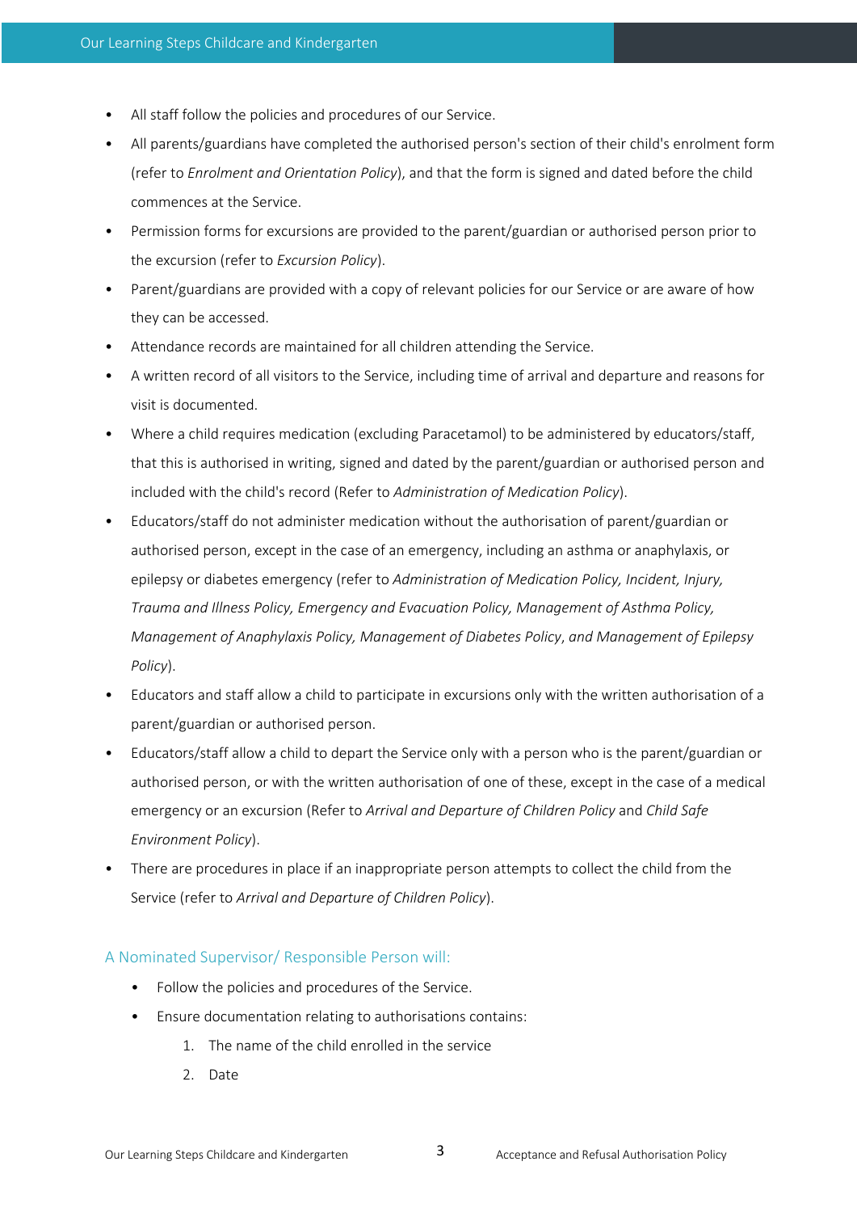- All staff follow the policies and procedures of our Service.
- All parents/guardians have completed the authorised person's section of their child's enrolment form (refer to *Enrolment and Orientation Policy*), and that the form is signed and dated before the child commences at the Service.
- Permission forms for excursions are provided to the parent/guardian or authorised person prior to the excursion (refer to *Excursion Policy*).
- Parent/guardians are provided with a copy of relevant policies for our Service or are aware of how they can be accessed.
- Attendance records are maintained for all children attending the Service.
- A written record of all visitors to the Service, including time of arrival and departure and reasons for visit is documented.
- Where a child requires medication (excluding Paracetamol) to be administered by educators/staff, that this is authorised in writing, signed and dated by the parent/guardian or authorised person and included with the child's record (Refer to *Administration of Medication Policy*).
- Educators/staff do not administer medication without the authorisation of parent/guardian or authorised person, except in the case of an emergency, including an asthma or anaphylaxis, or epilepsy or diabetes emergency (refer to *Administration of Medication Policy, Incident, Injury, Trauma and Illness Policy, Emergency and Evacuation Policy, Management of Asthma Policy, Management of Anaphylaxis Policy, Management of Diabetes Policy*, *and Management of Epilepsy Policy*).
- Educators and staff allow a child to participate in excursions only with the written authorisation of a parent/guardian or authorised person.
- Educators/staff allow a child to depart the Service only with a person who is the parent/guardian or authorised person, or with the written authorisation of one of these, except in the case of a medical emergency or an excursion (Refer to *Arrival and Departure of Children Policy* and *Child Safe Environment Policy*).
- There are procedures in place if an inappropriate person attempts to collect the child from the Service (refer to *Arrival and Departure of Children Policy*).

### A Nominated Supervisor/ Responsible Person will:

- Follow the policies and procedures of the Service.
- Ensure documentation relating to authorisations contains:
    1. The name of the child enrolled in the service
    2. Date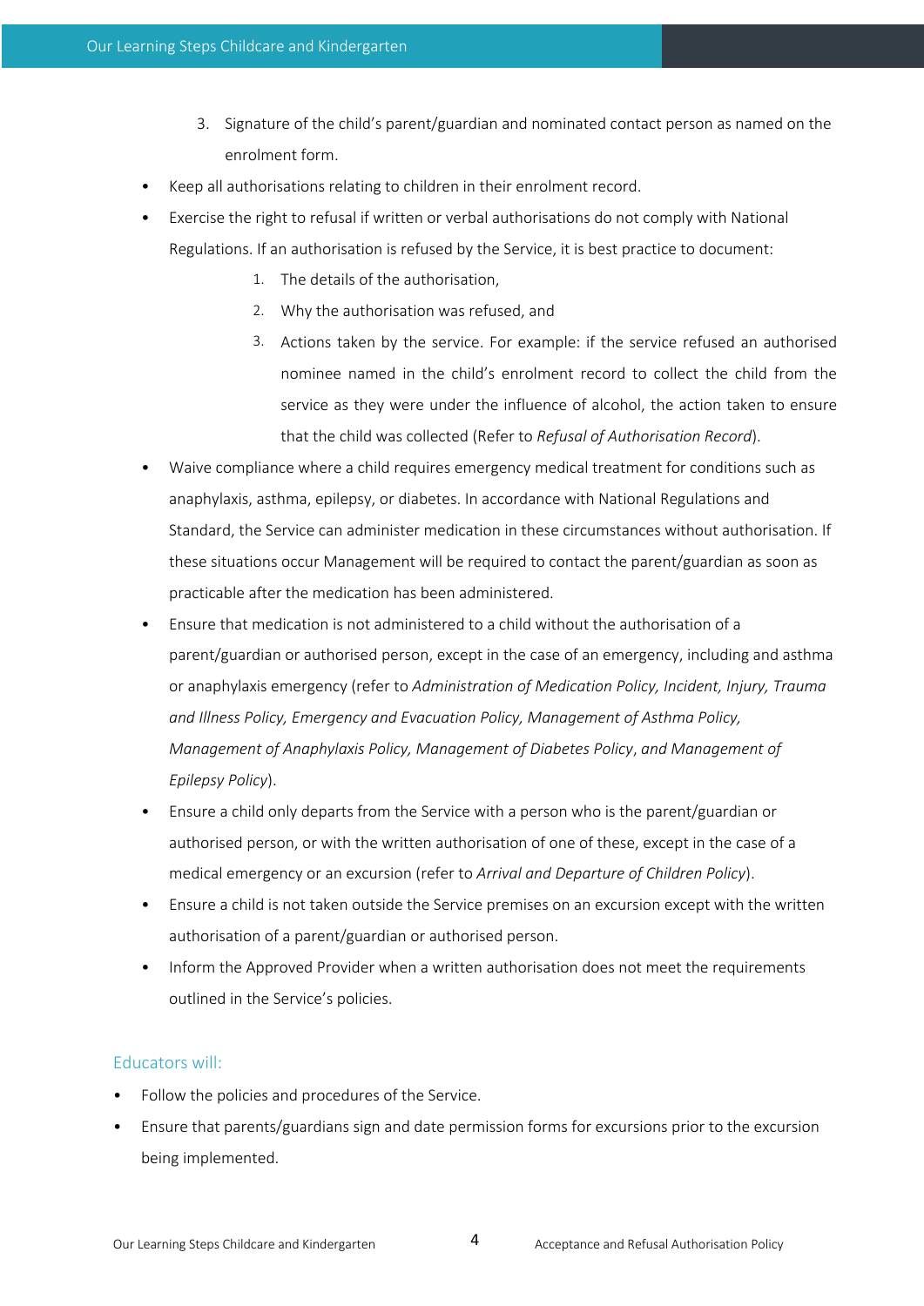3. Signature of the child's parent/guardian and nominated contact person as named on the enrolment form.

- Keep all authorisations relating to children in their enrolment record.
- Exercise the right to refusal if written or verbal authorisations do not comply with National Regulations. If an authorisation is refused by the Service, it is best practice to document:
  1. The details of the authorisation,
  2. Why the authorisation was refused, and
  3. Actions taken by the service. For example: if the service refused an authorised nominee named in the child's enrolment record to collect the child from the service as they were under the influence of alcohol, the action taken to ensure that the child was collected (Refer to *Refusal of Authorisation Record*).
- Waive compliance where a child requires emergency medical treatment for conditions such as anaphylaxis, asthma, epilepsy, or diabetes. In accordance with National Regulations and Standard, the Service can administer medication in these circumstances without authorisation. If these situations occur Management will be required to contact the parent/guardian as soon as practicable after the medication has been administered.
- Ensure that medication is not administered to a child without the authorisation of a parent/guardian or authorised person, except in the case of an emergency, including and asthma or anaphylaxis emergency (refer to *Administration of Medication Policy, Incident, Injury, Trauma and Illness Policy, Emergency and Evacuation Policy, Management of Asthma Policy, Management of Anaphylaxis Policy, Management of Diabetes Policy*, and *Management of Epilepsy Policy*).
- Ensure a child only departs from the Service with a person who is the parent/guardian or authorised person, or with the written authorisation of one of these, except in the case of a medical emergency or an excursion (refer to *Arrival and Departure of Children Policy*).
- Ensure a child is not taken outside the Service premises on an excursion except with the written authorisation of a parent/guardian or authorised person.
- Inform the Approved Provider when a written authorisation does not meet the requirements outlined in the Service's policies.

### Educators will:

- Follow the policies and procedures of the Service.
- Ensure that parents/guardians sign and date permission forms for excursions prior to the excursion being implemented.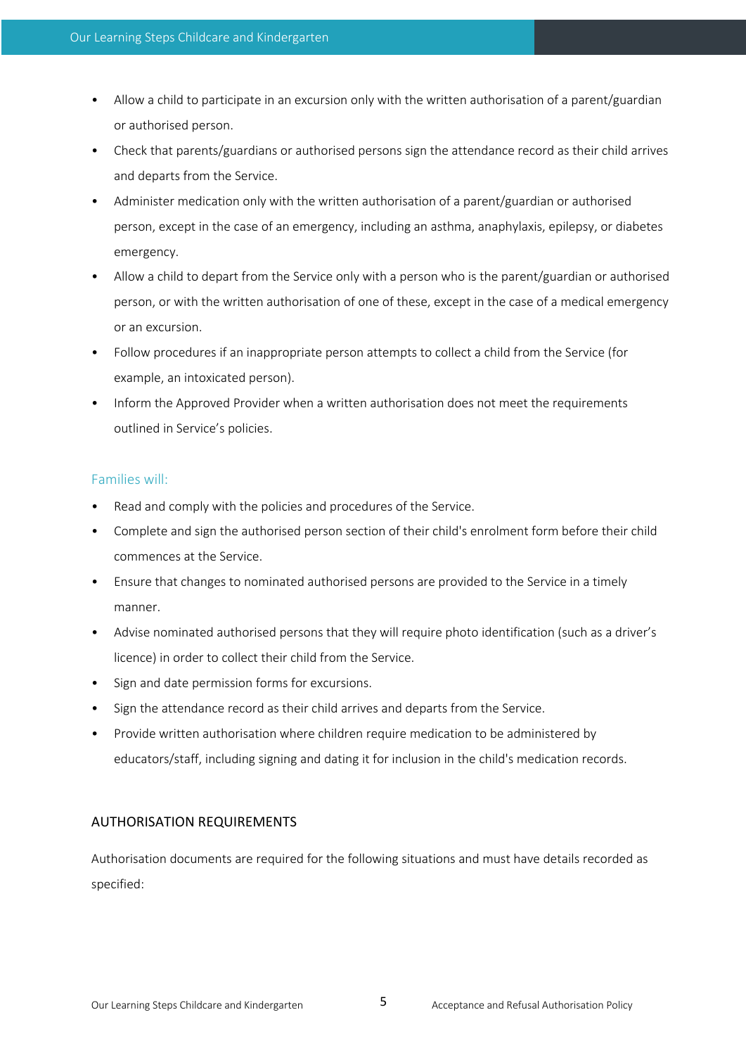- Allow a child to participate in an excursion only with the written authorisation of a parent/guardian or authorised person.
- Check that parents/guardians or authorised persons sign the attendance record as their child arrives and departs from the Service.
- Administer medication only with the written authorisation of a parent/guardian or authorised person, except in the case of an emergency, including an asthma, anaphylaxis, epilepsy, or diabetes emergency.
- Allow a child to depart from the Service only with a person who is the parent/guardian or authorised person, or with the written authorisation of one of these, except in the case of a medical emergency or an excursion.
- Follow procedures if an inappropriate person attempts to collect a child from the Service (for example, an intoxicated person).
- Inform the Approved Provider when a written authorisation does not meet the requirements outlined in Service's policies.

### Families will:

- Read and comply with the policies and procedures of the Service.
- Complete and sign the authorised person section of their child's enrolment form before their child commences at the Service.
- Ensure that changes to nominated authorised persons are provided to the Service in a timely manner.
- Advise nominated authorised persons that they will require photo identification (such as a driver's licence) in order to collect their child from the Service.
- Sign and date permission forms for excursions.
- Sign the attendance record as their child arrives and departs from the Service.
- Provide written authorisation where children require medication to be administered by educators/staff, including signing and dating it for inclusion in the child's medication records.

## AUTHORISATION REQUIREMENTS

Authorisation documents are required for the following situations and must have details recorded as specified: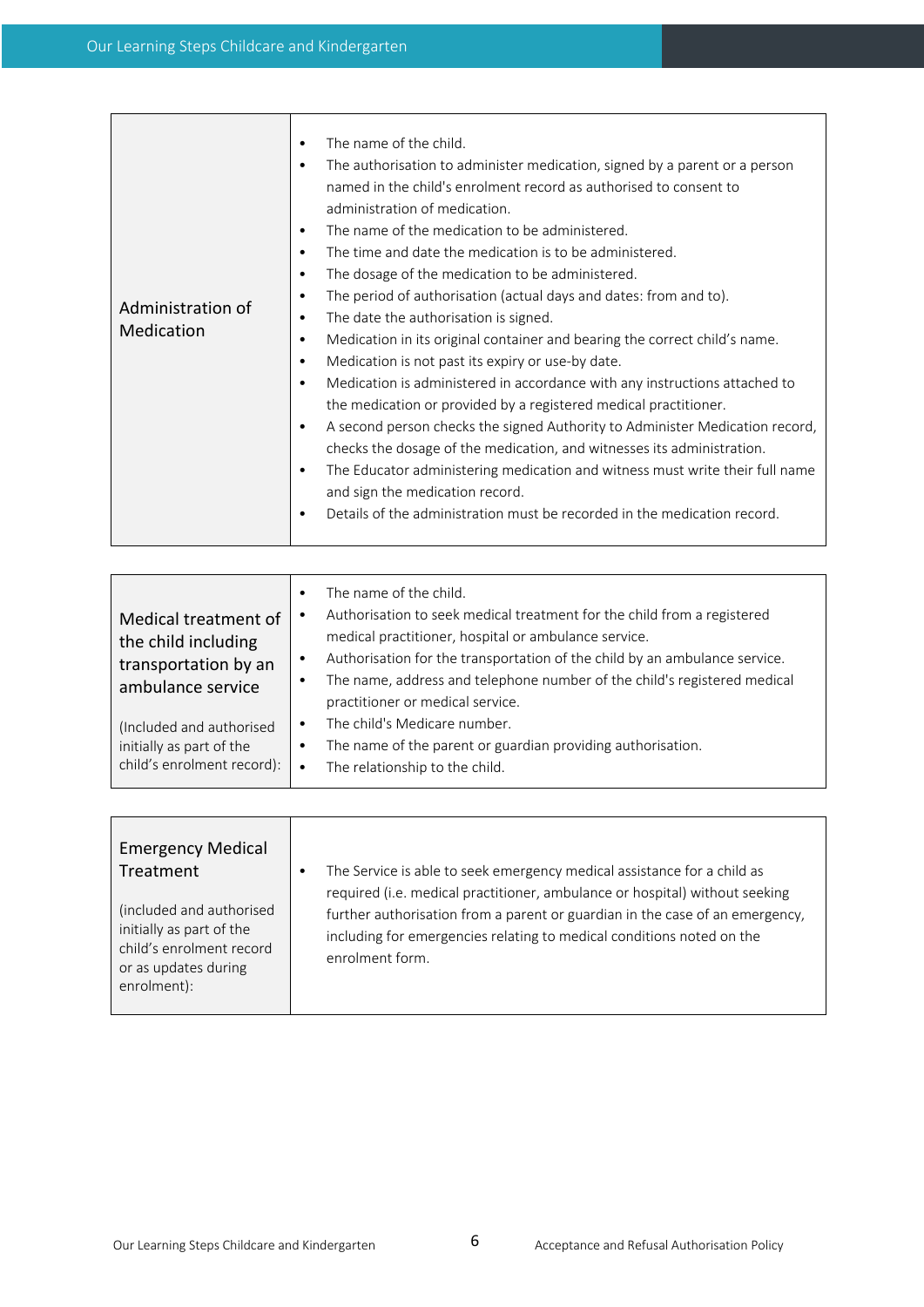| | |
|---|---|
| Administration of Medication | • The name of the child.<br>• The authorisation to administer medication, signed by a parent or a person named in the child's enrolment record as authorised to consent to administration of medication.<br>• The name of the medication to be administered.<br>• The time and date the medication is to be administered.<br>• The dosage of the medication to be administered.<br>• The period of authorisation (actual days and dates: from and to).<br>• The date the authorisation is signed.<br>• Medication in its original container and bearing the correct child's name.<br>• Medication is not past its expiry or use-by date.<br>• Medication is administered in accordance with any instructions attached to the medication or provided by a registered medical practitioner.<br>• A second person checks the signed Authority to Administer Medication record, checks the dosage of the medication, and witnesses its administration.<br>• The Educator administering medication and witness must write their full name and sign the medication record.<br>• Details of the administration must be recorded in the medication record. |

| | |
|---|---|
| Medical treatment of the child including transportation by an ambulance service<br><br>(Included and authorised initially as part of the child's enrolment record): | • The name of the child.<br>• Authorisation to seek medical treatment for the child from a registered medical practitioner, hospital or ambulance service.<br>• Authorisation for the transportation of the child by an ambulance service.<br>• The name, address and telephone number of the child's registered medical practitioner or medical service.<br>• The child's Medicare number.<br>• The name of the parent or guardian providing authorisation.<br>• The relationship to the child. |

| | |
|---|---|
| Emergency Medical Treatment<br><br>(included and authorised initially as part of the child's enrolment record or as updates during enrolment): | • The Service is able to seek emergency medical assistance for a child as required (i.e. medical practitioner, ambulance or hospital) without seeking further authorisation from a parent or guardian in the case of an emergency, including for emergencies relating to medical conditions noted on the enrolment form. |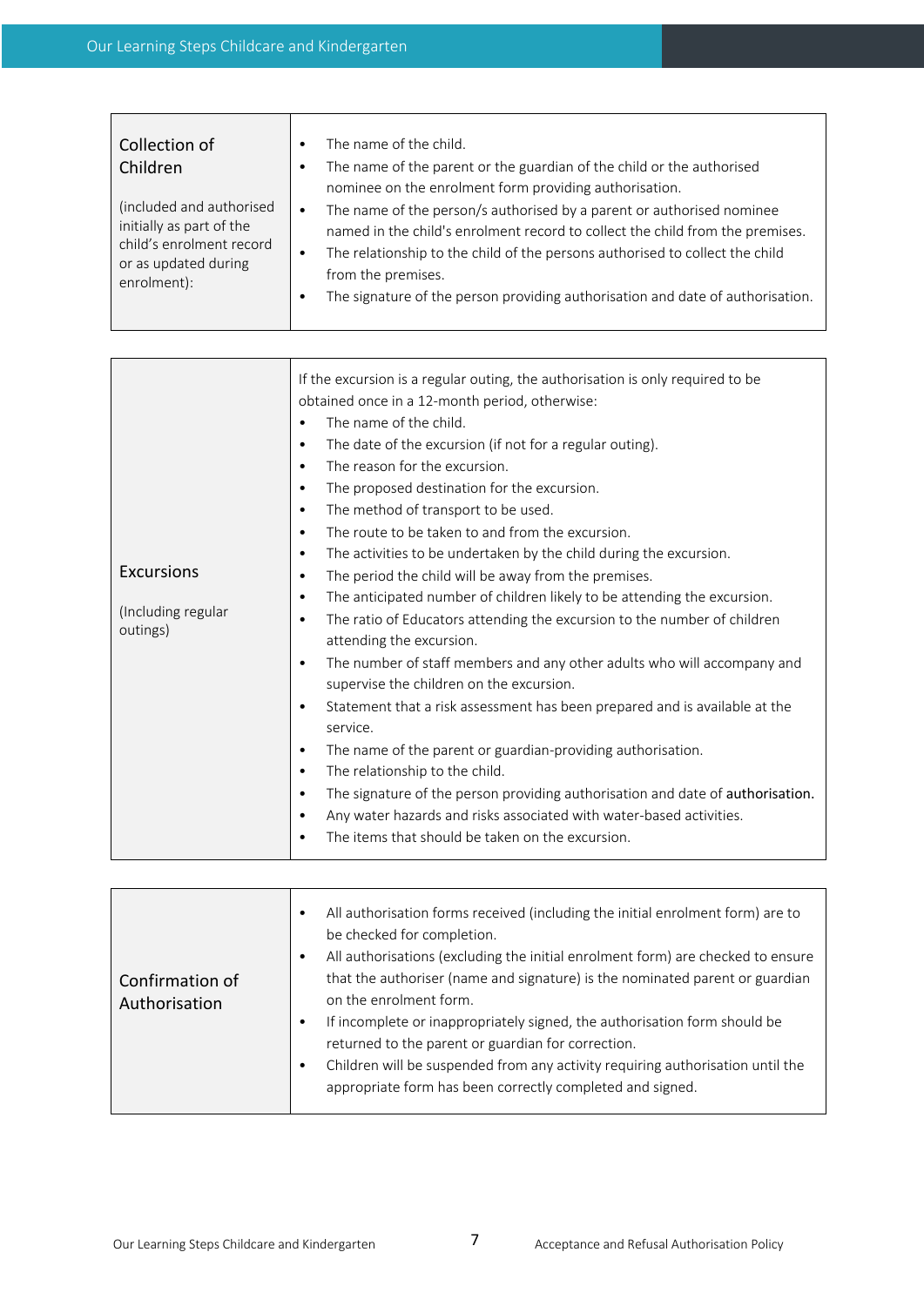| Collection of Children<br><br>(included and authorised initially as part of the child's enrolment record or as updated during enrolment): | • The name of the child.<br>• The name of the parent or the guardian of the child or the authorised nominee on the enrolment form providing authorisation.<br>• The name of the person/s authorised by a parent or authorised nominee named in the child's enrolment record to collect the child from the premises.<br>• The relationship to the child of the persons authorised to collect the child from the premises.<br>• The signature of the person providing authorisation and date of authorisation. |
|---|---|

| Excursions<br><br>(Including regular outings) | If the excursion is a regular outing, the authorisation is only required to be obtained once in a 12-month period, otherwise:<br>• The name of the child.<br>• The date of the excursion (if not for a regular outing).<br>• The reason for the excursion.<br>• The proposed destination for the excursion.<br>• The method of transport to be used.<br>• The route to be taken to and from the excursion.<br>• The activities to be undertaken by the child during the excursion.<br>• The period the child will be away from the premises.<br>• The anticipated number of children likely to be attending the excursion.<br>• The ratio of Educators attending the excursion to the number of children attending the excursion.<br>• The number of staff members and any other adults who will accompany and supervise the children on the excursion.<br>• Statement that a risk assessment has been prepared and is available at the service.<br>• The name of the parent or guardian-providing authorisation.<br>• The relationship to the child.<br>• The signature of the person providing authorisation and date of authorisation.<br>• Any water hazards and risks associated with water-based activities.<br>• The items that should be taken on the excursion. |
|---|---|

| Confirmation of Authorisation | • All authorisation forms received (including the initial enrolment form) are to be checked for completion.<br>• All authorisations (excluding the initial enrolment form) are checked to ensure that the authoriser (name and signature) is the nominated parent or guardian on the enrolment form.<br>• If incomplete or inappropriately signed, the authorisation form should be returned to the parent or guardian for correction.<br>• Children will be suspended from any activity requiring authorisation until the appropriate form has been correctly completed and signed. |
|---|---|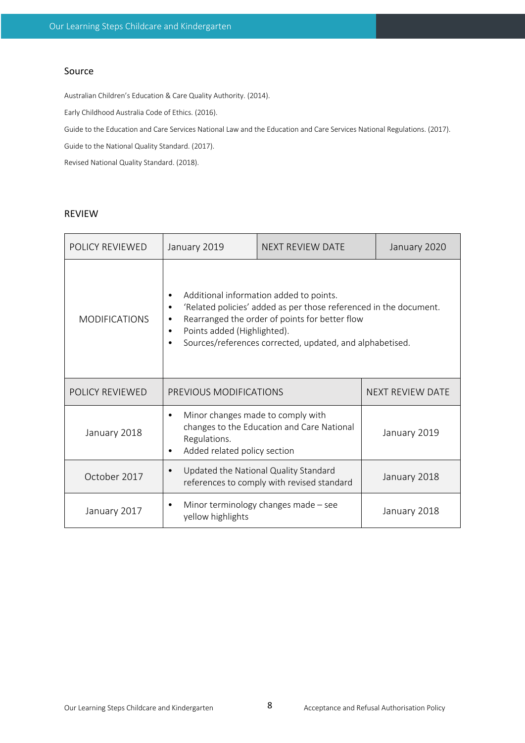## Source

Australian Children's Education & Care Quality Authority. (2014).

Early Childhood Australia Code of Ethics. (2016).

Guide to the Education and Care Services National Law and the Education and Care Services National Regulations. (2017).

Guide to the National Quality Standard. (2017).

Revised National Quality Standard. (2018).

## REVIEW

| POLICY REVIEWED | January 2019 | NEXT REVIEW DATE | January 2020 |
|---|---|---|---|
| MODIFICATIONS | • Additional information added to points.<br>• 'Related policies' added as per those referenced in the document.<br>• Rearranged the order of points for better flow<br>• Points added (Highlighted).<br>• Sources/references corrected, updated, and alphabetised. | | |

| POLICY REVIEWED | PREVIOUS MODIFICATIONS | NEXT REVIEW DATE |
|---|---|---|
| January 2018 | • Minor changes made to comply with changes to the Education and Care National Regulations.<br>• Added related policy section | January 2019 |
| October 2017 | • Updated the National Quality Standard references to comply with revised standard | January 2018 |
| January 2017 | • Minor terminology changes made – see yellow highlights | January 2018 |